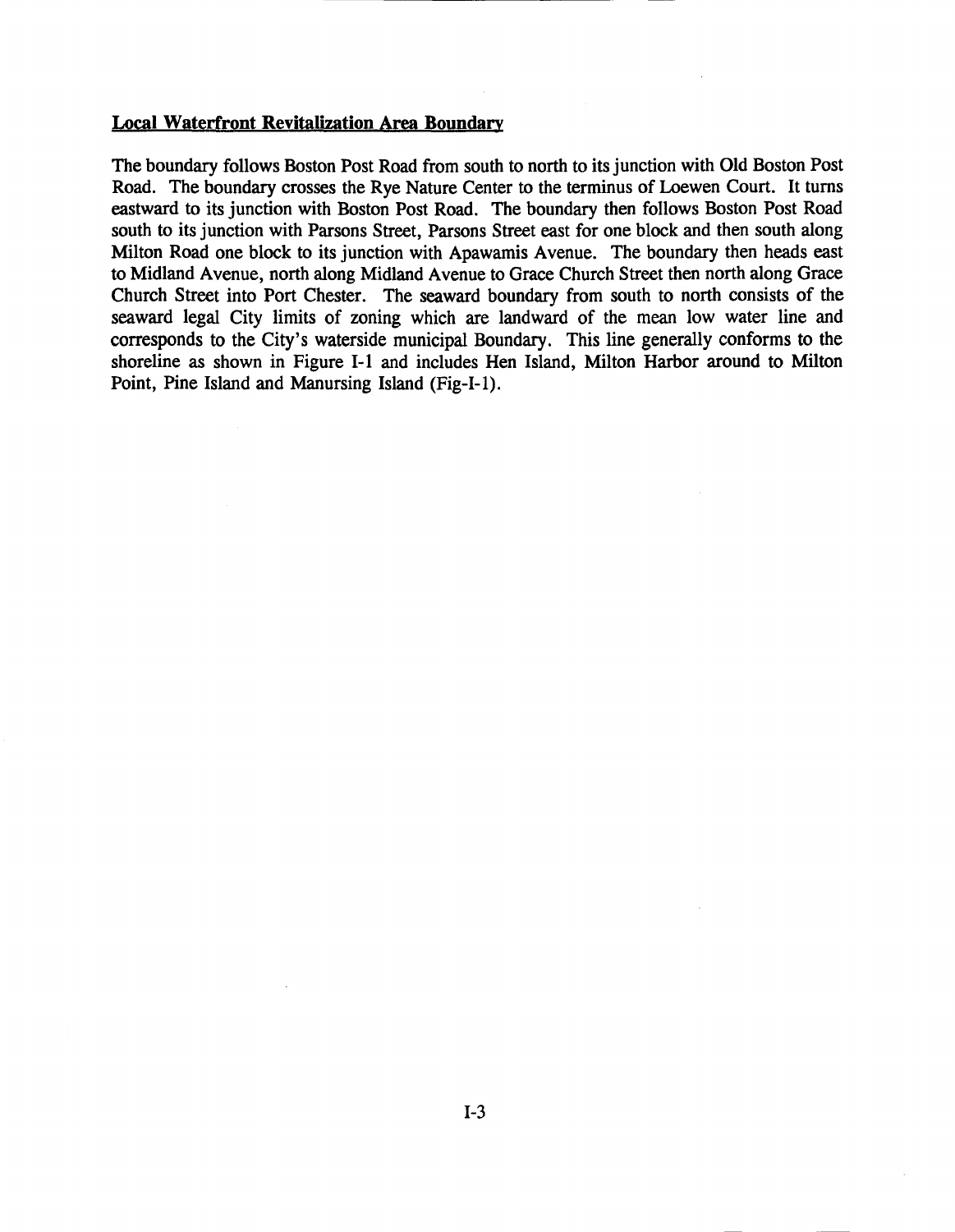## Local Waterfront Revitalization Area Boundary

The boundary follows Boston Post Road from south to north to its junction with Old Boston Post Road. The boundary crosses the Rye Nature Center to the terminus of Loewen Court. It turns eastward to its junction with Boston Post Road. The boundary then follows Boston Post Road south to its junction with Parsons Street, Parsons Street east for one block and then south along Milton Road one block to its junction with Apawamis Avenue. The boundary then heads east to Midland Avenue, north along Midland Avenue to Grace Church Street then north along Grace Church Street into Port Chester. The seaward boundary from south to north consists of the seaward legal City limits of zoning which are landward of the mean low water line and corresponds to the City's waterside municipal Boundary. This line generally conforms to the shoreline as shown in Figure I-1 and includes Hen Island, Milton Harbor around to Milton Point, Pine Island and Manursing Island (Fig-I-1).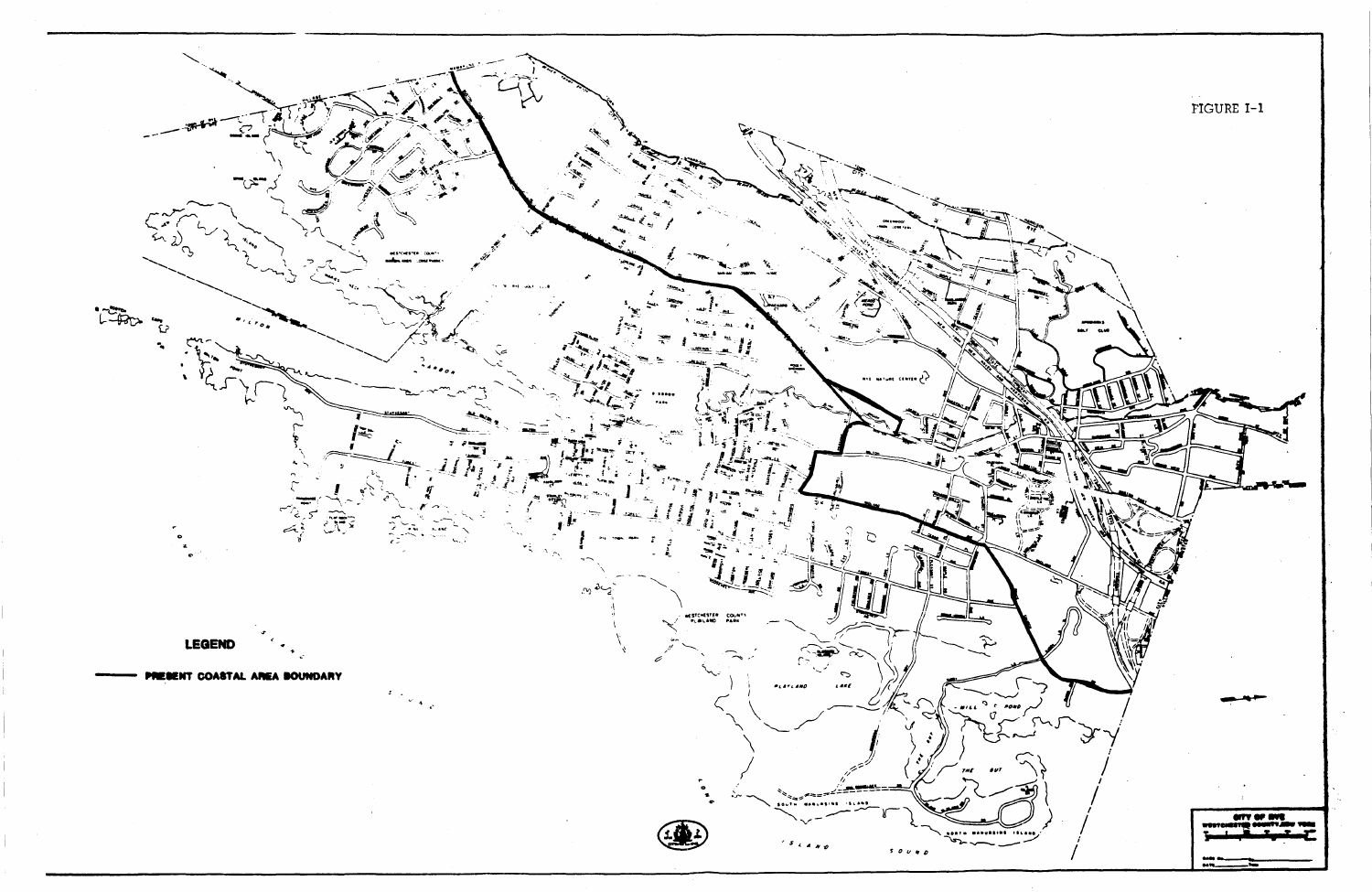FIGURE I-1

LEGEND

PRESENT COASTAL AREA BOUNDARY

CITY OF RYE
WESTCHESTER COUNTY, NEW YORK